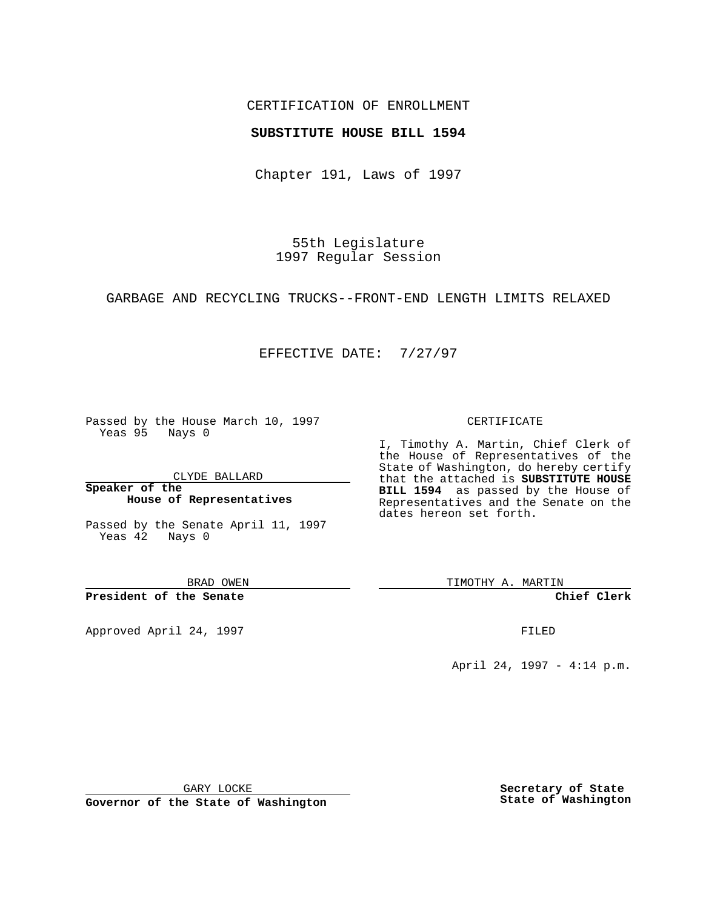CERTIFICATION OF ENROLLMENT

**SUBSTITUTE HOUSE BILL 1594**

Chapter 191, Laws of 1997

55th Legislature
1997 Regular Session

GARBAGE AND RECYCLING TRUCKS--FRONT-END LENGTH LIMITS RELAXED

EFFECTIVE DATE: 7/27/97

Passed by the House March 10, 1997
Yeas 95 Nays 0

CLYDE BALLARD

**Speaker of the House of Representatives**

Passed by the Senate April 11, 1997
Yeas 42 Nays 0

BRAD OWEN

**President of the Senate**

Approved April 24, 1997

GARY LOCKE

**Governor of the State of Washington**

CERTIFICATE

I, Timothy A. Martin, Chief Clerk of the House of Representatives of the State of Washington, do hereby certify that the attached is **SUBSTITUTE HOUSE BILL 1594** as passed by the House of Representatives and the Senate on the dates hereon set forth.

TIMOTHY A. MARTIN

**Chief Clerk**

FILED

April 24, 1997 - 4:14 p.m.

**Secretary of State State of Washington**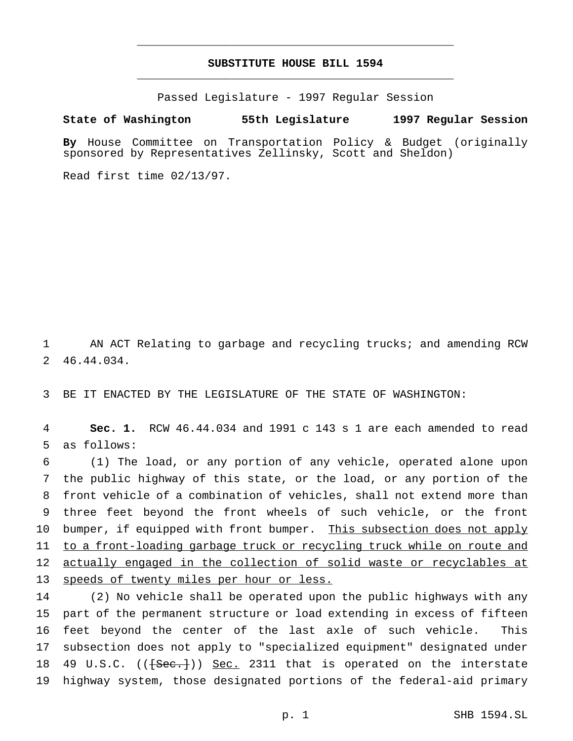# SUBSTITUTE HOUSE BILL 1594

Passed Legislature - 1997 Regular Session

**State of Washington 55th Legislature 1997 Regular Session**

**By** House Committee on Transportation Policy & Budget (originally sponsored by Representatives Zellinsky, Scott and Sheldon)

Read first time 02/13/97.

AN ACT Relating to garbage and recycling trucks; and amending RCW 46.44.034.

BE IT ENACTED BY THE LEGISLATURE OF THE STATE OF WASHINGTON:

**Sec. 1.** RCW 46.44.034 and 1991 c 143 s 1 are each amended to read as follows:

(1) The load, or any portion of any vehicle, operated alone upon the public highway of this state, or the load, or any portion of the front vehicle of a combination of vehicles, shall not extend more than three feet beyond the front wheels of such vehicle, or the front bumper, if equipped with front bumper. <u>This subsection does not apply to a front-loading garbage truck or recycling truck while on route and actually engaged in the collection of solid waste or recyclables at speeds of twenty miles per hour or less.</u>

(2) No vehicle shall be operated upon the public highways with any part of the permanent structure or load extending in excess of fifteen feet beyond the center of the last axle of such vehicle. This subsection does not apply to "specialized equipment" designated under 49 U.S.C. ((~~[Sec.]~~)) <u>Sec.</u> 2311 that is operated on the interstate highway system, those designated portions of the federal-aid primary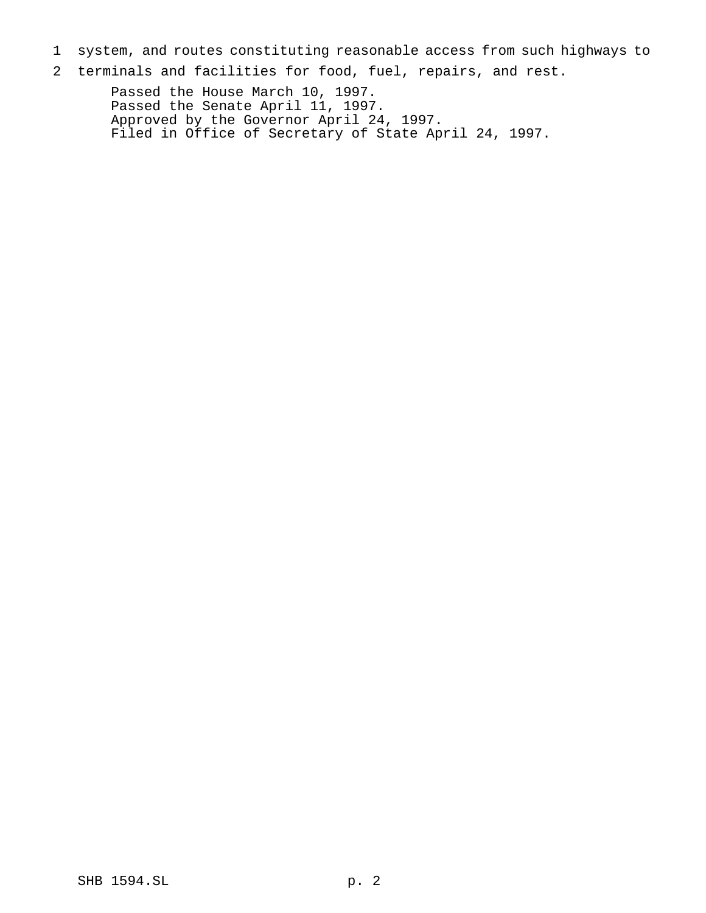system, and routes constituting reasonable access from such highways to terminals and facilities for food, fuel, repairs, and rest.

Passed the House March 10, 1997.
Passed the Senate April 11, 1997.
Approved by the Governor April 24, 1997.
Filed in Office of Secretary of State April 24, 1997.